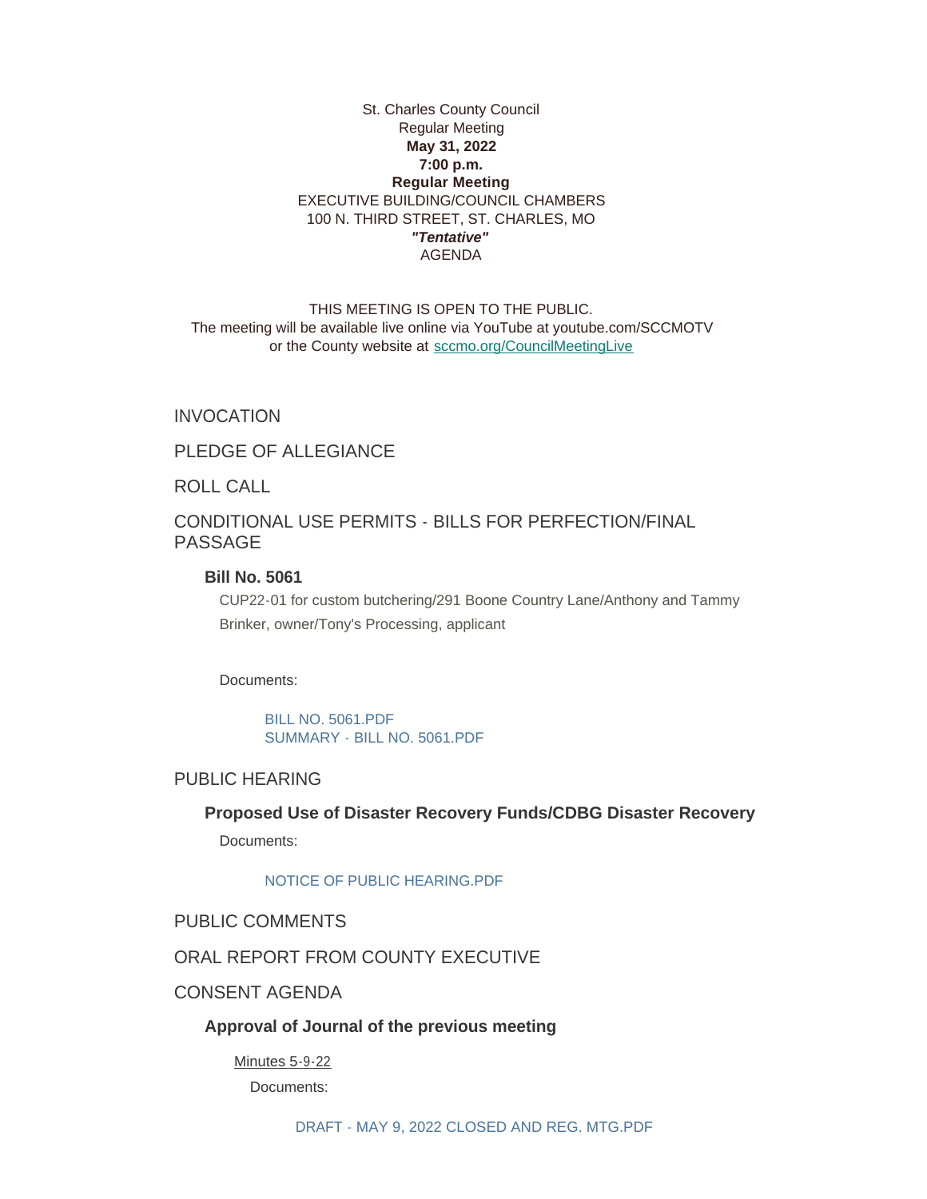St. Charles County Council
Regular Meeting
**May 31, 2022**
**7:00 p.m.**
**Regular Meeting**
EXECUTIVE BUILDING/COUNCIL CHAMBERS
100 N. THIRD STREET, ST. CHARLES, MO
***"Tentative"***
AGENDA

THIS MEETING IS OPEN TO THE PUBLIC.
The meeting will be available live online via YouTube at youtube.com/SCCMOTV or the County website at sccmo.org/CouncilMeetingLive

## INVOCATION

## PLEDGE OF ALLEGIANCE

## ROLL CALL

## CONDITIONAL USE PERMITS - BILLS FOR PERFECTION/FINAL PASSAGE

### Bill No. 5061

CUP22-01 for custom butchering/291 Boone Country Lane/Anthony and Tammy Brinker, owner/Tony's Processing, applicant

Documents:

BILL NO. 5061.PDF
SUMMARY - BILL NO. 5061.PDF

## PUBLIC HEARING

### Proposed Use of Disaster Recovery Funds/CDBG Disaster Recovery

Documents:

NOTICE OF PUBLIC HEARING.PDF

## PUBLIC COMMENTS

## ORAL REPORT FROM COUNTY EXECUTIVE

## CONSENT AGENDA

### Approval of Journal of the previous meeting

Minutes 5-9-22

Documents:

DRAFT - MAY 9, 2022 CLOSED AND REG. MTG.PDF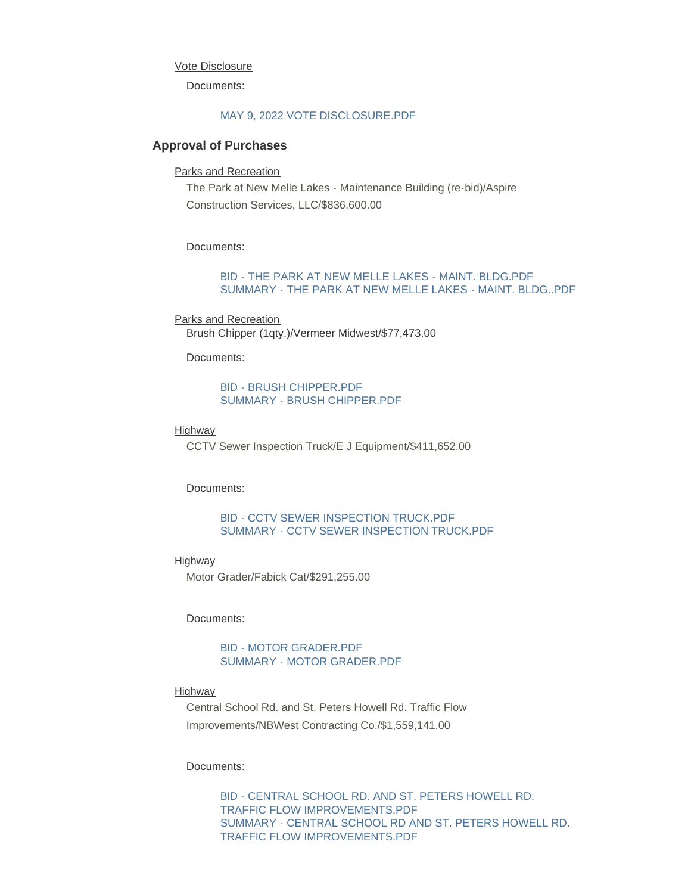Vote Disclosure

Documents:

MAY 9, 2022 VOTE DISCLOSURE.PDF

## Approval of Purchases

Parks and Recreation

The Park at New Melle Lakes - Maintenance Building (re-bid)/Aspire Construction Services, LLC/$836,600.00

Documents:

BID - THE PARK AT NEW MELLE LAKES - MAINT. BLDG.PDF
SUMMARY - THE PARK AT NEW MELLE LAKES - MAINT. BLDG..PDF

Parks and Recreation

Brush Chipper (1qty.)/Vermeer Midwest/$77,473.00

Documents:

BID - BRUSH CHIPPER.PDF
SUMMARY - BRUSH CHIPPER.PDF

Highway

CCTV Sewer Inspection Truck/E J Equipment/$411,652.00

Documents:

BID - CCTV SEWER INSPECTION TRUCK.PDF
SUMMARY - CCTV SEWER INSPECTION TRUCK.PDF

Highway

Motor Grader/Fabick Cat/$291,255.00

Documents:

BID - MOTOR GRADER.PDF
SUMMARY - MOTOR GRADER.PDF

Highway

Central School Rd. and St. Peters Howell Rd. Traffic Flow Improvements/NBWest Contracting Co./$1,559,141.00

Documents:

BID - CENTRAL SCHOOL RD. AND ST. PETERS HOWELL RD. TRAFFIC FLOW IMPROVEMENTS.PDF
SUMMARY - CENTRAL SCHOOL RD AND ST. PETERS HOWELL RD. TRAFFIC FLOW IMPROVEMENTS.PDF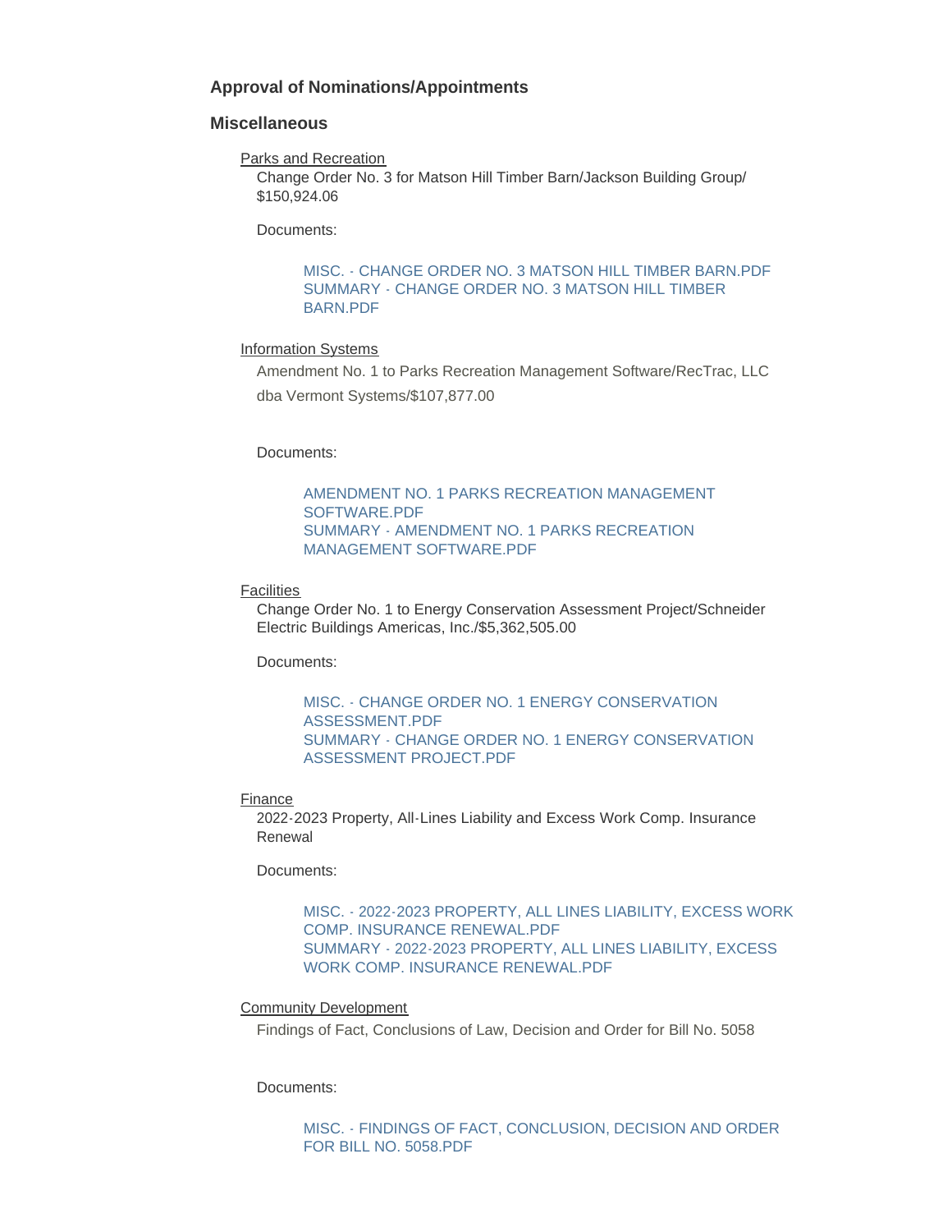### Approval of Nominations/Appointments

### Miscellaneous

Parks and Recreation

Change Order No. 3 for Matson Hill Timber Barn/Jackson Building Group/ $150,924.06

Documents:

- MISC. - CHANGE ORDER NO. 3 MATSON HILL TIMBER BARN.PDF
- SUMMARY - CHANGE ORDER NO. 3 MATSON HILL TIMBER BARN.PDF

Information Systems

Amendment No. 1 to Parks Recreation Management Software/RecTrac, LLC dba Vermont Systems/$107,877.00

Documents:

- AMENDMENT NO. 1 PARKS RECREATION MANAGEMENT SOFTWARE.PDF
- SUMMARY - AMENDMENT NO. 1 PARKS RECREATION MANAGEMENT SOFTWARE.PDF

Facilities

Change Order No. 1 to Energy Conservation Assessment Project/Schneider Electric Buildings Americas, Inc./$5,362,505.00

Documents:

- MISC. - CHANGE ORDER NO. 1 ENERGY CONSERVATION ASSESSMENT.PDF
- SUMMARY - CHANGE ORDER NO. 1 ENERGY CONSERVATION ASSESSMENT PROJECT.PDF

Finance

2022-2023 Property, All-Lines Liability and Excess Work Comp. Insurance Renewal

Documents:

- MISC. - 2022-2023 PROPERTY, ALL LINES LIABILITY, EXCESS WORK COMP. INSURANCE RENEWAL.PDF
- SUMMARY - 2022-2023 PROPERTY, ALL LINES LIABILITY, EXCESS WORK COMP. INSURANCE RENEWAL.PDF

Community Development

Findings of Fact, Conclusions of Law, Decision and Order for Bill No. 5058

Documents:

- MISC. - FINDINGS OF FACT, CONCLUSION, DECISION AND ORDER FOR BILL NO. 5058.PDF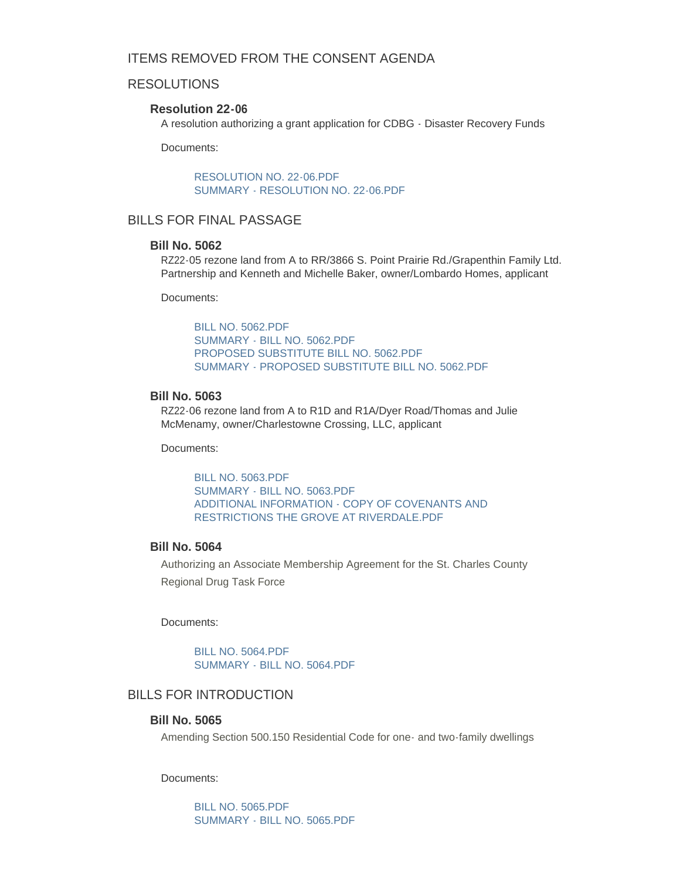## ITEMS REMOVED FROM THE CONSENT AGENDA

## RESOLUTIONS

### Resolution 22-06

A resolution authorizing a grant application for CDBG - Disaster Recovery Funds

Documents:

- RESOLUTION NO. 22-06.PDF
- SUMMARY - RESOLUTION NO. 22-06.PDF

## BILLS FOR FINAL PASSAGE

### Bill No. 5062

RZ22-05 rezone land from A to RR/3866 S. Point Prairie Rd./Grapenthin Family Ltd. Partnership and Kenneth and Michelle Baker, owner/Lombardo Homes, applicant

Documents:

- BILL NO. 5062.PDF
- SUMMARY - BILL NO. 5062.PDF
- PROPOSED SUBSTITUTE BILL NO. 5062.PDF
- SUMMARY - PROPOSED SUBSTITUTE BILL NO. 5062.PDF

### Bill No. 5063

RZ22-06 rezone land from A to R1D and R1A/Dyer Road/Thomas and Julie McMenamy, owner/Charlestowne Crossing, LLC, applicant

Documents:

- BILL NO. 5063.PDF
- SUMMARY - BILL NO. 5063.PDF
- ADDITIONAL INFORMATION - COPY OF COVENANTS AND RESTRICTIONS THE GROVE AT RIVERDALE.PDF

### Bill No. 5064

Authorizing an Associate Membership Agreement for the St. Charles County Regional Drug Task Force

Documents:

- BILL NO. 5064.PDF
- SUMMARY - BILL NO. 5064.PDF

## BILLS FOR INTRODUCTION

### Bill No. 5065

Amending Section 500.150 Residential Code for one- and two-family dwellings

Documents:

- BILL NO. 5065.PDF
- SUMMARY - BILL NO. 5065.PDF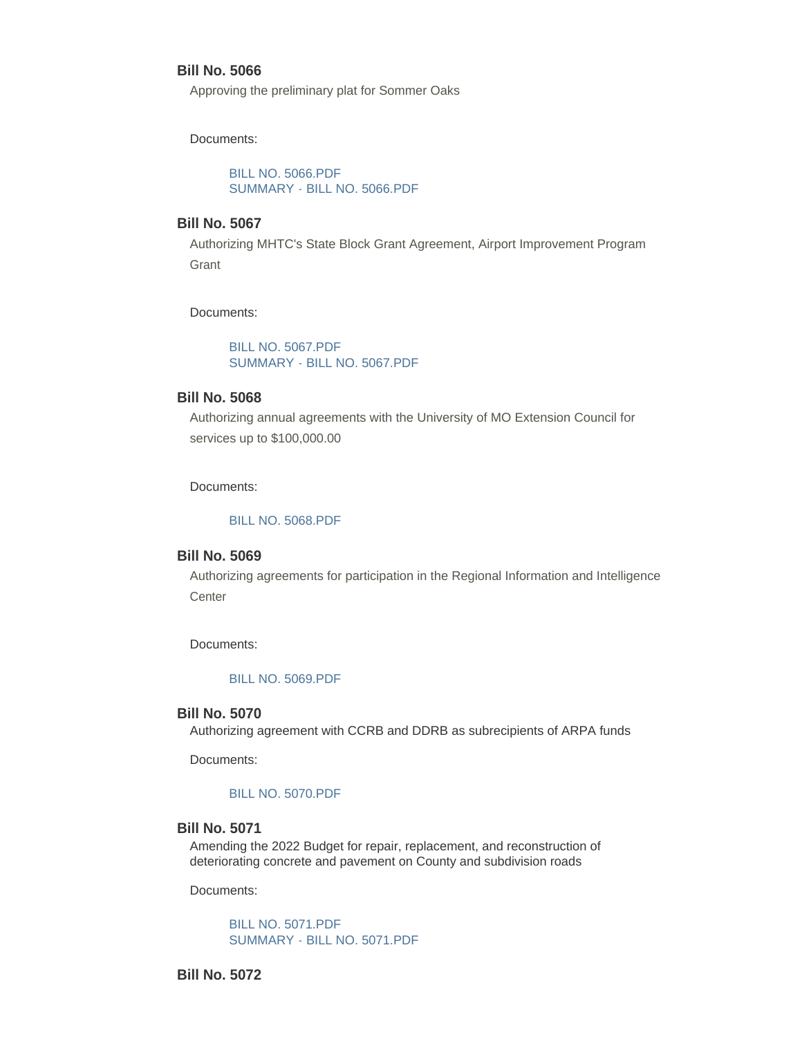### Bill No. 5066

Approving the preliminary plat for Sommer Oaks

Documents:

BILL NO. 5066.PDF
SUMMARY - BILL NO. 5066.PDF

### Bill No. 5067

Authorizing MHTC's State Block Grant Agreement, Airport Improvement Program Grant

Documents:

BILL NO. 5067.PDF
SUMMARY - BILL NO. 5067.PDF

### Bill No. 5068

Authorizing annual agreements with the University of MO Extension Council for services up to $100,000.00

Documents:

BILL NO. 5068.PDF

### Bill No. 5069

Authorizing agreements for participation in the Regional Information and Intelligence Center

Documents:

BILL NO. 5069.PDF

### Bill No. 5070

Authorizing agreement with CCRB and DDRB as subrecipients of ARPA funds

Documents:

BILL NO. 5070.PDF

### Bill No. 5071

Amending the 2022 Budget for repair, replacement, and reconstruction of deteriorating concrete and pavement on County and subdivision roads

Documents:

BILL NO. 5071.PDF
SUMMARY - BILL NO. 5071.PDF

### Bill No. 5072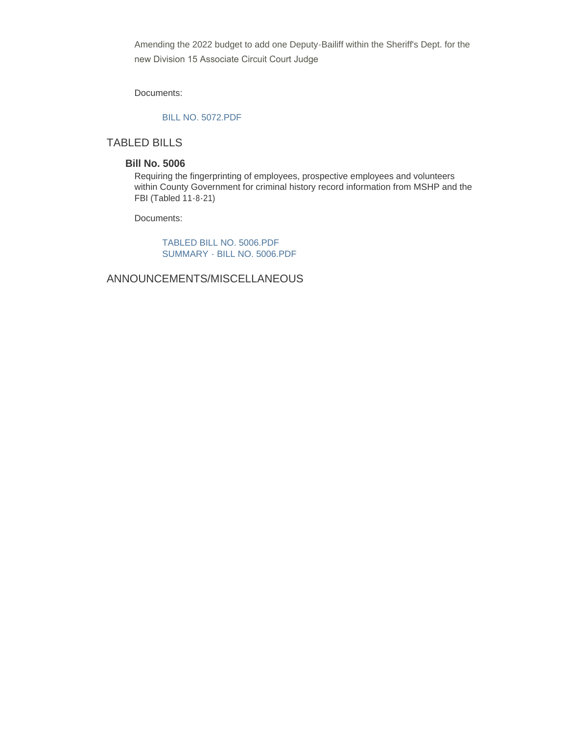Amending the 2022 budget to add one Deputy-Bailiff within the Sheriff's Dept. for the new Division 15 Associate Circuit Court Judge

Documents:

BILL NO. 5072.PDF

## TABLED BILLS

### Bill No. 5006

Requiring the fingerprinting of employees, prospective employees and volunteers within County Government for criminal history record information from MSHP and the FBI (Tabled 11-8-21)

Documents:

TABLED BILL NO. 5006.PDF
SUMMARY - BILL NO. 5006.PDF

## ANNOUNCEMENTS/MISCELLANEOUS